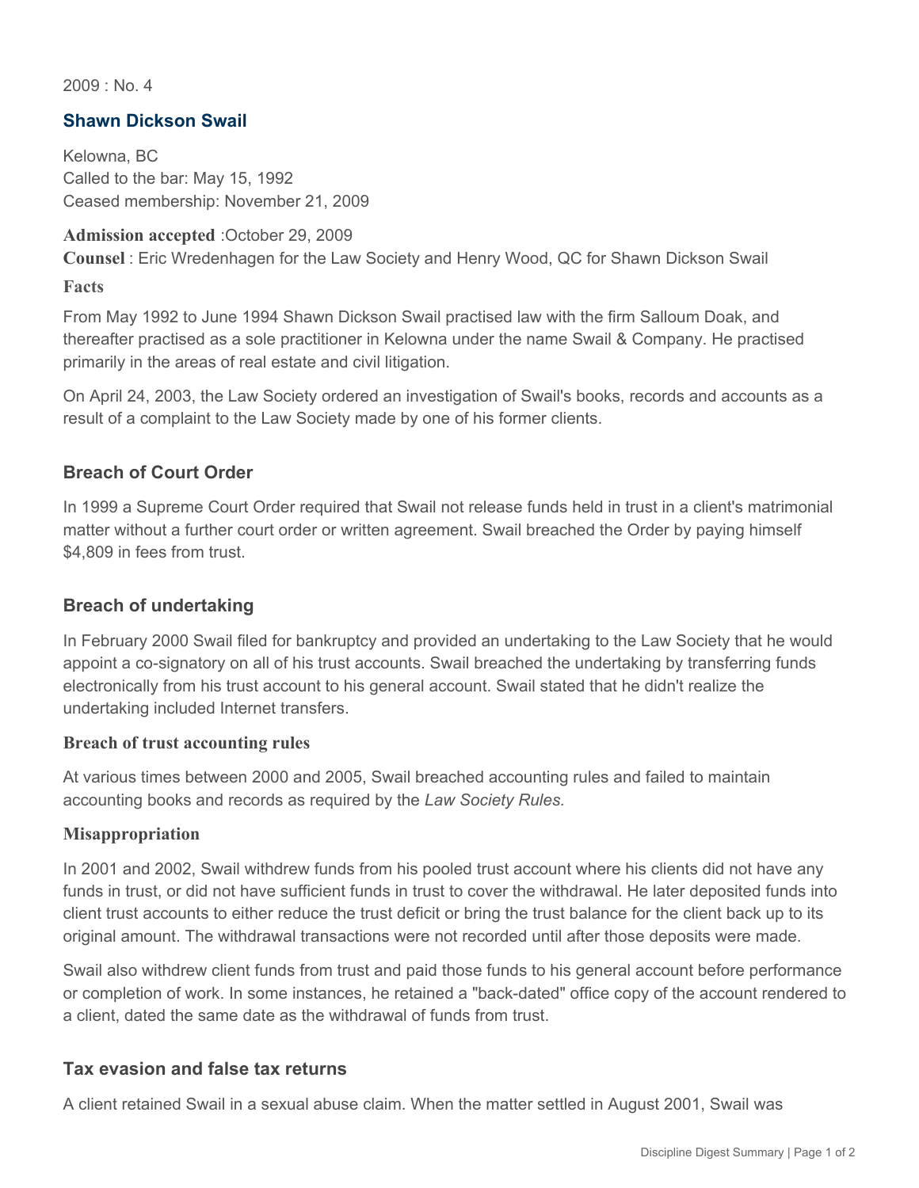2009 : No. 4

## Shawn Dickson Swail

Kelowna, BC
Called to the bar: May 15, 1992
Ceased membership: November 21, 2009

**Admission accepted** :October 29, 2009
**Counsel** : Eric Wredenhagen for the Law Society and Henry Wood, QC for Shawn Dickson Swail

### Facts

From May 1992 to June 1994 Shawn Dickson Swail practised law with the firm Salloum Doak, and thereafter practised as a sole practitioner in Kelowna under the name Swail & Company. He practised primarily in the areas of real estate and civil litigation.

On April 24, 2003, the Law Society ordered an investigation of Swail's books, records and accounts as a result of a complaint to the Law Society made by one of his former clients.

### Breach of Court Order

In 1999 a Supreme Court Order required that Swail not release funds held in trust in a client's matrimonial matter without a further court order or written agreement. Swail breached the Order by paying himself $4,809 in fees from trust.

### Breach of undertaking

In February 2000 Swail filed for bankruptcy and provided an undertaking to the Law Society that he would appoint a co-signatory on all of his trust accounts. Swail breached the undertaking by transferring funds electronically from his trust account to his general account. Swail stated that he didn't realize the undertaking included Internet transfers.

### Breach of trust accounting rules

At various times between 2000 and 2005, Swail breached accounting rules and failed to maintain accounting books and records as required by the *Law Society Rules.*

### Misappropriation

In 2001 and 2002, Swail withdrew funds from his pooled trust account where his clients did not have any funds in trust, or did not have sufficient funds in trust to cover the withdrawal. He later deposited funds into client trust accounts to either reduce the trust deficit or bring the trust balance for the client back up to its original amount. The withdrawal transactions were not recorded until after those deposits were made.

Swail also withdrew client funds from trust and paid those funds to his general account before performance or completion of work. In some instances, he retained a "back-dated" office copy of the account rendered to a client, dated the same date as the withdrawal of funds from trust.

### Tax evasion and false tax returns

A client retained Swail in a sexual abuse claim. When the matter settled in August 2001, Swail was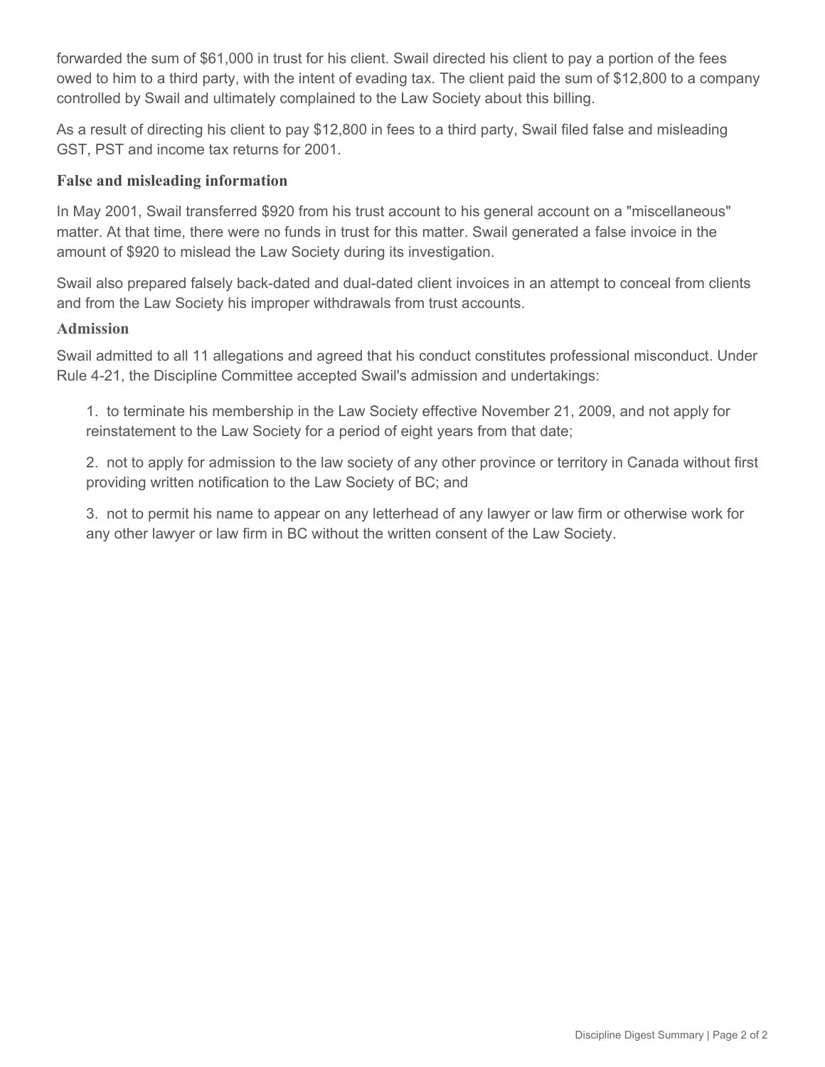forwarded the sum of $61,000 in trust for his client. Swail directed his client to pay a portion of the fees owed to him to a third party, with the intent of evading tax. The client paid the sum of $12,800 to a company controlled by Swail and ultimately complained to the Law Society about this billing.

As a result of directing his client to pay $12,800 in fees to a third party, Swail filed false and misleading GST, PST and income tax returns for 2001.

### False and misleading information

In May 2001, Swail transferred $920 from his trust account to his general account on a "miscellaneous" matter. At that time, there were no funds in trust for this matter. Swail generated a false invoice in the amount of $920 to mislead the Law Society during its investigation.

Swail also prepared falsely back-dated and dual-dated client invoices in an attempt to conceal from clients and from the Law Society his improper withdrawals from trust accounts.

### Admission

Swail admitted to all 11 allegations and agreed that his conduct constitutes professional misconduct. Under Rule 4-21, the Discipline Committee accepted Swail's admission and undertakings:

1. to terminate his membership in the Law Society effective November 21, 2009, and not apply for reinstatement to the Law Society for a period of eight years from that date;

2. not to apply for admission to the law society of any other province or territory in Canada without first providing written notification to the Law Society of BC; and

3. not to permit his name to appear on any letterhead of any lawyer or law firm or otherwise work for any other lawyer or law firm in BC without the written consent of the Law Society.